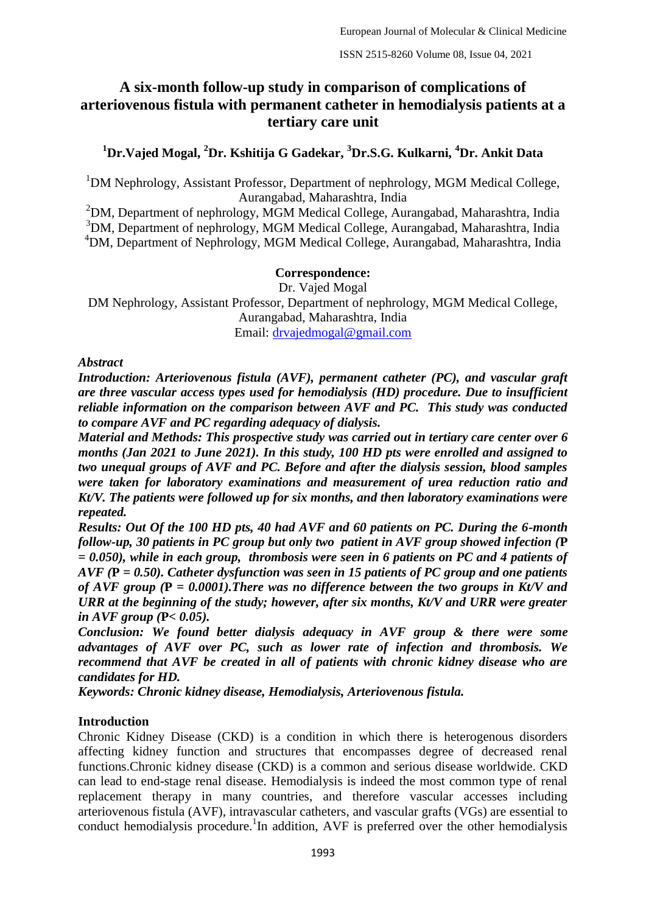# A six-month follow-up study in comparison of complications of arteriovenous fistula with permanent catheter in hemodialysis patients at a tertiary care unit

**[1]Dr.Vajed Mogal, [2]Dr. Kshitija G Gadekar, [3]Dr.S.G. Kulkarni, [4]Dr. Ankit Data**

[1]DM Nephrology, Assistant Professor, Department of nephrology, MGM Medical College, Aurangabad, Maharashtra, India

[2]DM, Department of nephrology, MGM Medical College, Aurangabad, Maharashtra, India

[3]DM, Department of nephrology, MGM Medical College, Aurangabad, Maharashtra, India

[4]DM, Department of Nephrology, MGM Medical College, Aurangabad, Maharashtra, India

**Correspondence:**

Dr. Vajed Mogal

DM Nephrology, Assistant Professor, Department of nephrology, MGM Medical College, Aurangabad, Maharashtra, India

Email: drvajedmogal@gmail.com

*Abstract*

***Introduction: Arteriovenous fistula (AVF), permanent catheter (PC), and vascular graft are three vascular access types used for hemodialysis (HD) procedure. Due to insufficient reliable information on the comparison between AVF and PC. This study was conducted to compare AVF and PC regarding adequacy of dialysis.***

***Material and Methods: This prospective study was carried out in tertiary care center over 6 months (Jan 2021 to June 2021). In this study, 100 HD pts were enrolled and assigned to two unequal groups of AVF and PC. Before and after the dialysis session, blood samples were taken for laboratory examinations and measurement of urea reduction ratio and Kt/V. The patients were followed up for six months, and then laboratory examinations were repeated.***

***Results: Out Of the 100 HD pts, 40 had AVF and 60 patients on PC. During the 6-month follow-up, 30 patients in PC group but only two patient in AVF group showed infection (P = 0.050), while in each group, thrombosis were seen in 6 patients on PC and 4 patients of AVF (P = 0.50). Catheter dysfunction was seen in 15 patients of PC group and one patients of AVF group (P = 0.0001).There was no difference between the two groups in Kt/V and URR at the beginning of the study; however, after six months, Kt/V and URR were greater in AVF group (P< 0.05).***

***Conclusion: We found better dialysis adequacy in AVF group & there were some advantages of AVF over PC, such as lower rate of infection and thrombosis. We recommend that AVF be created in all of patients with chronic kidney disease who are candidates for HD.***

***Keywords: Chronic kidney disease, Hemodialysis, Arteriovenous fistula.***

## Introduction

Chronic Kidney Disease (CKD) is a condition in which there is heterogenous disorders affecting kidney function and structures that encompasses degree of decreased renal functions.Chronic kidney disease (CKD) is a common and serious disease worldwide. CKD can lead to end-stage renal disease. Hemodialysis is indeed the most common type of renal replacement therapy in many countries, and therefore vascular accesses including arteriovenous fistula (AVF), intravascular catheters, and vascular grafts (VGs) are essential to conduct hemodialysis procedure.[1]In addition, AVF is preferred over the other hemodialysis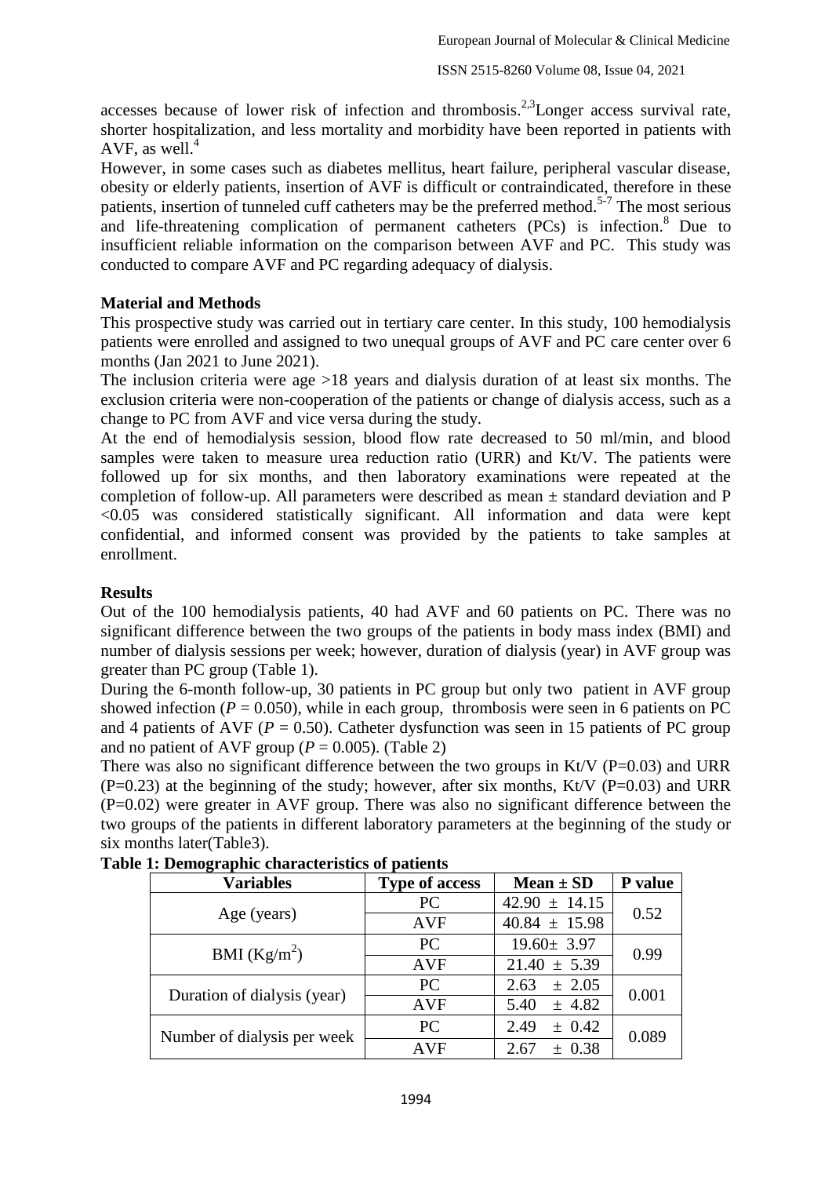accesses because of lower risk of infection and thrombosis.[2,3] Longer access survival rate, shorter hospitalization, and less mortality and morbidity have been reported in patients with AVF, as well.[4]

However, in some cases such as diabetes mellitus, heart failure, peripheral vascular disease, obesity or elderly patients, insertion of AVF is difficult or contraindicated, therefore in these patients, insertion of tunneled cuff catheters may be the preferred method.[5-7] The most serious and life-threatening complication of permanent catheters (PCs) is infection.[8] Due to insufficient reliable information on the comparison between AVF and PC. This study was conducted to compare AVF and PC regarding adequacy of dialysis.

**Material and Methods**

This prospective study was carried out in tertiary care center. In this study, 100 hemodialysis patients were enrolled and assigned to two unequal groups of AVF and PC care center over 6 months (Jan 2021 to June 2021).

The inclusion criteria were age >18 years and dialysis duration of at least six months. The exclusion criteria were non-cooperation of the patients or change of dialysis access, such as a change to PC from AVF and vice versa during the study.

At the end of hemodialysis session, blood flow rate decreased to 50 ml/min, and blood samples were taken to measure urea reduction ratio (URR) and Kt/V. The patients were followed up for six months, and then laboratory examinations were repeated at the completion of follow-up. All parameters were described as mean ± standard deviation and P <0.05 was considered statistically significant. All information and data were kept confidential, and informed consent was provided by the patients to take samples at enrollment.

**Results**

Out of the 100 hemodialysis patients, 40 had AVF and 60 patients on PC. There was no significant difference between the two groups of the patients in body mass index (BMI) and number of dialysis sessions per week; however, duration of dialysis (year) in AVF group was greater than PC group (Table 1).

During the 6-month follow-up, 30 patients in PC group but only two patient in AVF group showed infection (*P* = 0.050), while in each group, thrombosis were seen in 6 patients on PC and 4 patients of AVF (*P* = 0.50). Catheter dysfunction was seen in 15 patients of PC group and no patient of AVF group (*P* = 0.005). (Table 2)

There was also no significant difference between the two groups in Kt/V (P=0.03) and URR (P=0.23) at the beginning of the study; however, after six months, Kt/V (P=0.03) and URR (P=0.02) were greater in AVF group. There was also no significant difference between the two groups of the patients in different laboratory parameters at the beginning of the study or six months later(Table3).

**Table 1: Demographic characteristics of patients**

| Variables | Type of access | Mean ± SD | P value |
|---|---|---|---|
| Age (years) | PC | 42.90 ± 14.15 | 0.52 |
| | AVF | 40.84 ± 15.98 | |
| BMI ($Kg/m^2$) | PC | 19.60± 3.97 | 0.99 |
| | AVF | 21.40 ± 5.39 | |
| Duration of dialysis (year) | PC | 2.63 ± 2.05 | 0.001 |
| | AVF | 5.40 ± 4.82 | |
| Number of dialysis per week | PC | 2.49 ± 0.42 | 0.089 |
| | AVF | 2.67 ± 0.38 | |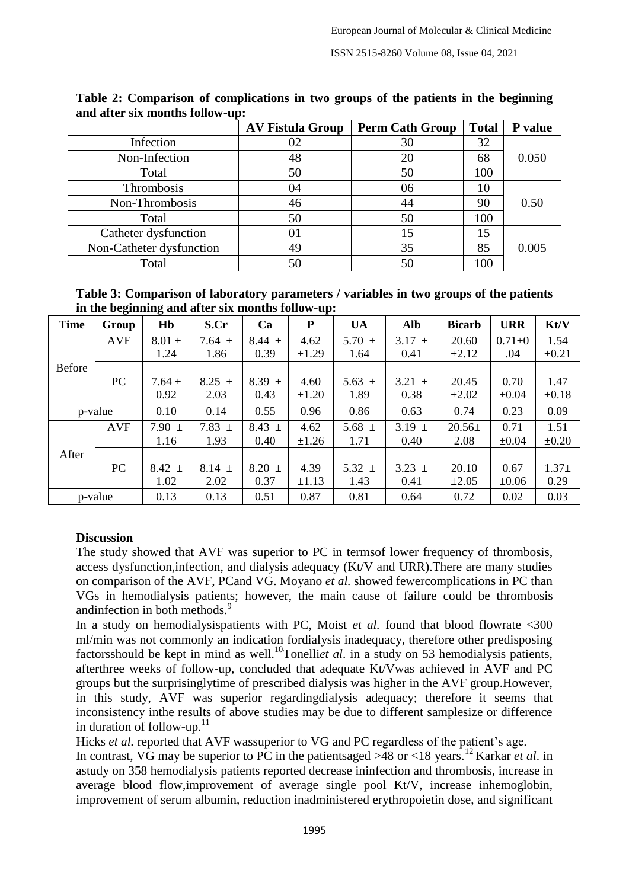**Table 2: Comparison of complications in two groups of the patients in the beginning and after six months follow-up:**

| | AV Fistula Group | Perm Cath Group | Total | P value |
|---|---|---|---|---|
| Infection | 02 | 30 | 32 | 0.050 |
| Non-Infection | 48 | 20 | 68 | |
| Total | 50 | 50 | 100 | |
| Thrombosis | 04 | 06 | 10 | 0.50 |
| Non-Thrombosis | 46 | 44 | 90 | |
| Total | 50 | 50 | 100 | |
| Catheter dysfunction | 01 | 15 | 15 | 0.005 |
| Non-Catheter dysfunction | 49 | 35 | 85 | |
| Total | 50 | 50 | 100 | |

**Table 3: Comparison of laboratory parameters / variables in two groups of the patients in the beginning and after six months follow-up:**

| Time | Group | Hb | S.Cr | Ca | P | UA | Alb | Bicarb | URR | Kt/V |
|---|---|---|---|---|---|---|---|---|---|---|
| Before | AVF | 8.01 ± 1.24 | 7.64 ± 1.86 | 8.44 ± 0.39 | 4.62 ±1.29 | 5.70 ± 1.64 | 3.17 ± 0.41 | 20.60 ±2.12 | 0.71±0 .04 | 1.54 ±0.21 |
| | PC | 7.64 ± 0.92 | 8.25 ± 2.03 | 8.39 ± 0.43 | 4.60 ±1.20 | 5.63 ± 1.89 | 3.21 ± 0.38 | 20.45 ±2.02 | 0.70 ±0.04 | 1.47 ±0.18 |
| p-value | | 0.10 | 0.14 | 0.55 | 0.96 | 0.86 | 0.63 | 0.74 | 0.23 | 0.09 |
| After | AVF | 7.90 ± 1.16 | 7.83 ± 1.93 | 8.43 ± 0.40 | 4.62 ±1.26 | 5.68 ± 1.71 | 3.19 ± 0.40 | 20.56± 2.08 | 0.71 ±0.04 | 1.51 ±0.20 |
| | PC | 8.42 ± 1.02 | 8.14 ± 2.02 | 8.20 ± 0.37 | 4.39 ±1.13 | 5.32 ± 1.43 | 3.23 ± 0.41 | 20.10 ±2.05 | 0.67 ±0.06 | 1.37± 0.29 |
| p-value | | 0.13 | 0.13 | 0.51 | 0.87 | 0.81 | 0.64 | 0.72 | 0.02 | 0.03 |

## Discussion

The study showed that AVF was superior to PC in termsof lower frequency of thrombosis, access dysfunction,infection, and dialysis adequacy (Kt/V and URR).There are many studies on comparison of the AVF, PCand VG. Moyano *et al.* showed fewercomplications in PC than VGs in hemodialysis patients; however, the main cause of failure could be thrombosis andinfection in both methods.[9]

In a study on hemodialysispatients with PC, Moist *et al.* found that blood flowrate <300 ml/min was not commonly an indication fordialysis inadequacy, therefore other predisposing factorsshould be kept in mind as well.[10]Tonelli*et al*. in a study on 53 hemodialysis patients, afterthree weeks of follow-up, concluded that adequate Kt/Vwas achieved in AVF and PC groups but the surprisinglytime of prescribed dialysis was higher in the AVF group.However, in this study, AVF was superior regardingdialysis adequacy; therefore it seems that inconsistency inthe results of above studies may be due to different samplesize or difference in duration of follow-up.[11]

Hicks *et al.* reported that AVF wassuperior to VG and PC regardless of the patient's age. In contrast, VG may be superior to PC in the patientsaged >48 or <18 years.[12] Karkar *et al*. in astudy on 358 hemodialysis patients reported decrease ininfection and thrombosis, increase in average blood flow,improvement of average single pool Kt/V, increase inhemoglobin, improvement of serum albumin, reduction inadministered erythropoietin dose, and significant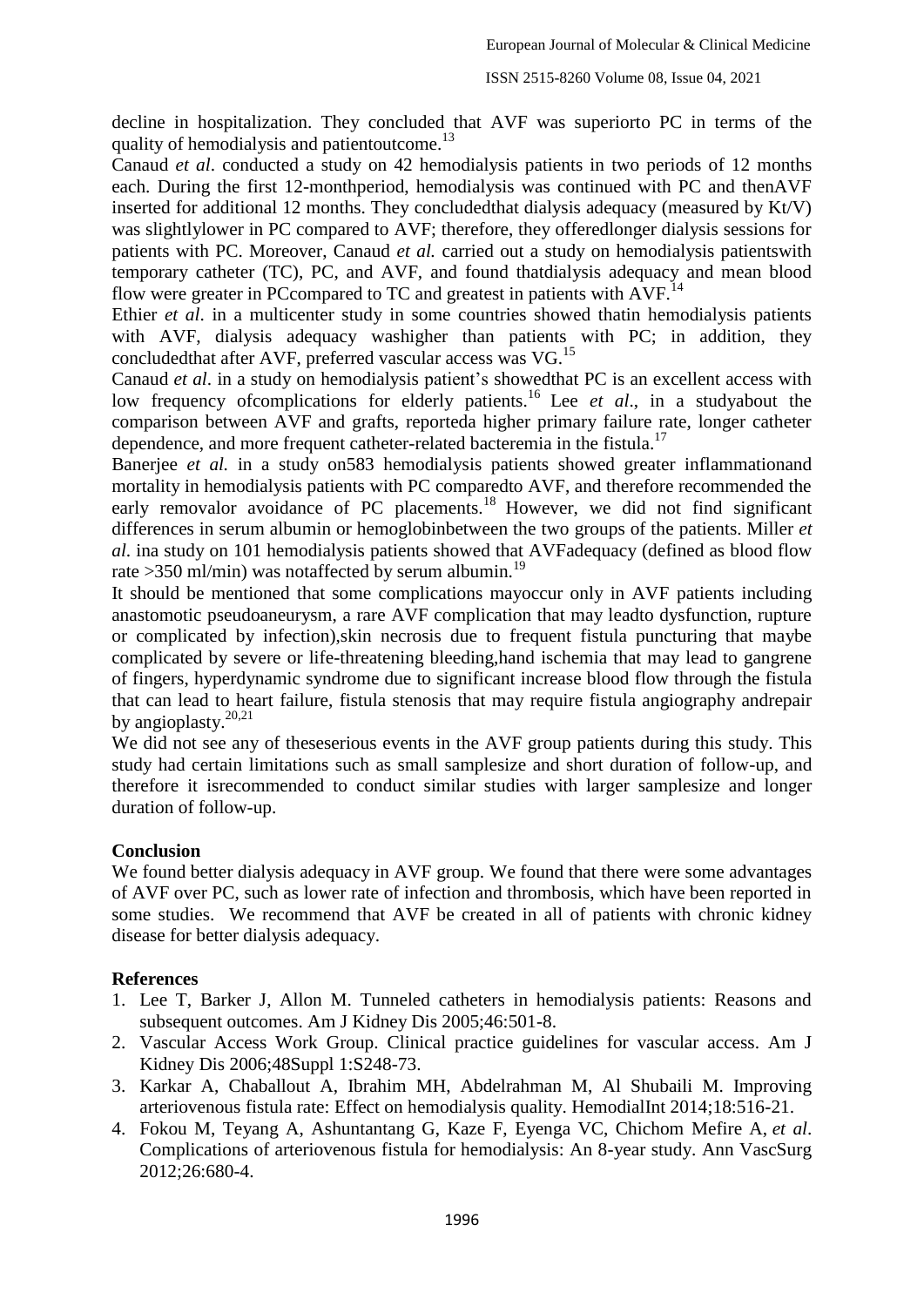decline in hospitalization. They concluded that AVF was superiorto PC in terms of the quality of hemodialysis and patientoutcome.[13]

Canaud *et al*. conducted a study on 42 hemodialysis patients in two periods of 12 months each. During the first 12-monthperiod, hemodialysis was continued with PC and thenAVF inserted for additional 12 months. They concludedthat dialysis adequacy (measured by Kt/V) was slightlylower in PC compared to AVF; therefore, they offeredlonger dialysis sessions for patients with PC. Moreover, Canaud *et al.* carried out a study on hemodialysis patientswith temporary catheter (TC), PC, and AVF, and found thatdialysis adequacy and mean blood flow were greater in PCcompared to TC and greatest in patients with AVF.[14]

Ethier *et al*. in a multicenter study in some countries showed thatin hemodialysis patients with AVF, dialysis adequacy washigher than patients with PC; in addition, they concludedthat after AVF, preferred vascular access was VG.[15]

Canaud *et al*. in a study on hemodialysis patient's showedthat PC is an excellent access with low frequency ofcomplications for elderly patients.[16] Lee *et al*., in a studyabout the comparison between AVF and grafts, reporteda higher primary failure rate, longer catheter dependence, and more frequent catheter-related bacteremia in the fistula.[17]

Banerjee *et al.* in a study on583 hemodialysis patients showed greater inflammationand mortality in hemodialysis patients with PC comparedto AVF, and therefore recommended the early removalor avoidance of PC placements.[18] However, we did not find significant differences in serum albumin or hemoglobinbetween the two groups of the patients. Miller *et al*. ina study on 101 hemodialysis patients showed that AVFadequacy (defined as blood flow rate >350 ml/min) was notaffected by serum albumin.[19]

It should be mentioned that some complications mayoccur only in AVF patients including anastomotic pseudoaneurysm, a rare AVF complication that may leadto dysfunction, rupture or complicated by infection),skin necrosis due to frequent fistula puncturing that maybe complicated by severe or life-threatening bleeding,hand ischemia that may lead to gangrene of fingers, hyperdynamic syndrome due to significant increase blood flow through the fistula that can lead to heart failure, fistula stenosis that may require fistula angiography andrepair by angioplasty.[20,21]

We did not see any of theseserious events in the AVF group patients during this study. This study had certain limitations such as small samplesize and short duration of follow-up, and therefore it isrecommended to conduct similar studies with larger samplesize and longer duration of follow-up.

## Conclusion

We found better dialysis adequacy in AVF group. We found that there were some advantages of AVF over PC, such as lower rate of infection and thrombosis, which have been reported in some studies. We recommend that AVF be created in all of patients with chronic kidney disease for better dialysis adequacy.

## References

1. Lee T, Barker J, Allon M. Tunneled catheters in hemodialysis patients: Reasons and subsequent outcomes. Am J Kidney Dis 2005;46:501-8.
2. Vascular Access Work Group. Clinical practice guidelines for vascular access. Am J Kidney Dis 2006;48Suppl 1:S248-73.
3. Karkar A, Chaballout A, Ibrahim MH, Abdelrahman M, Al Shubaili M. Improving arteriovenous fistula rate: Effect on hemodialysis quality. HemodialInt 2014;18:516-21.
4. Fokou M, Teyang A, Ashuntantang G, Kaze F, Eyenga VC, Chichom Mefire A, *et al*. Complications of arteriovenous fistula for hemodialysis: An 8-year study. Ann VascSurg 2012;26:680-4.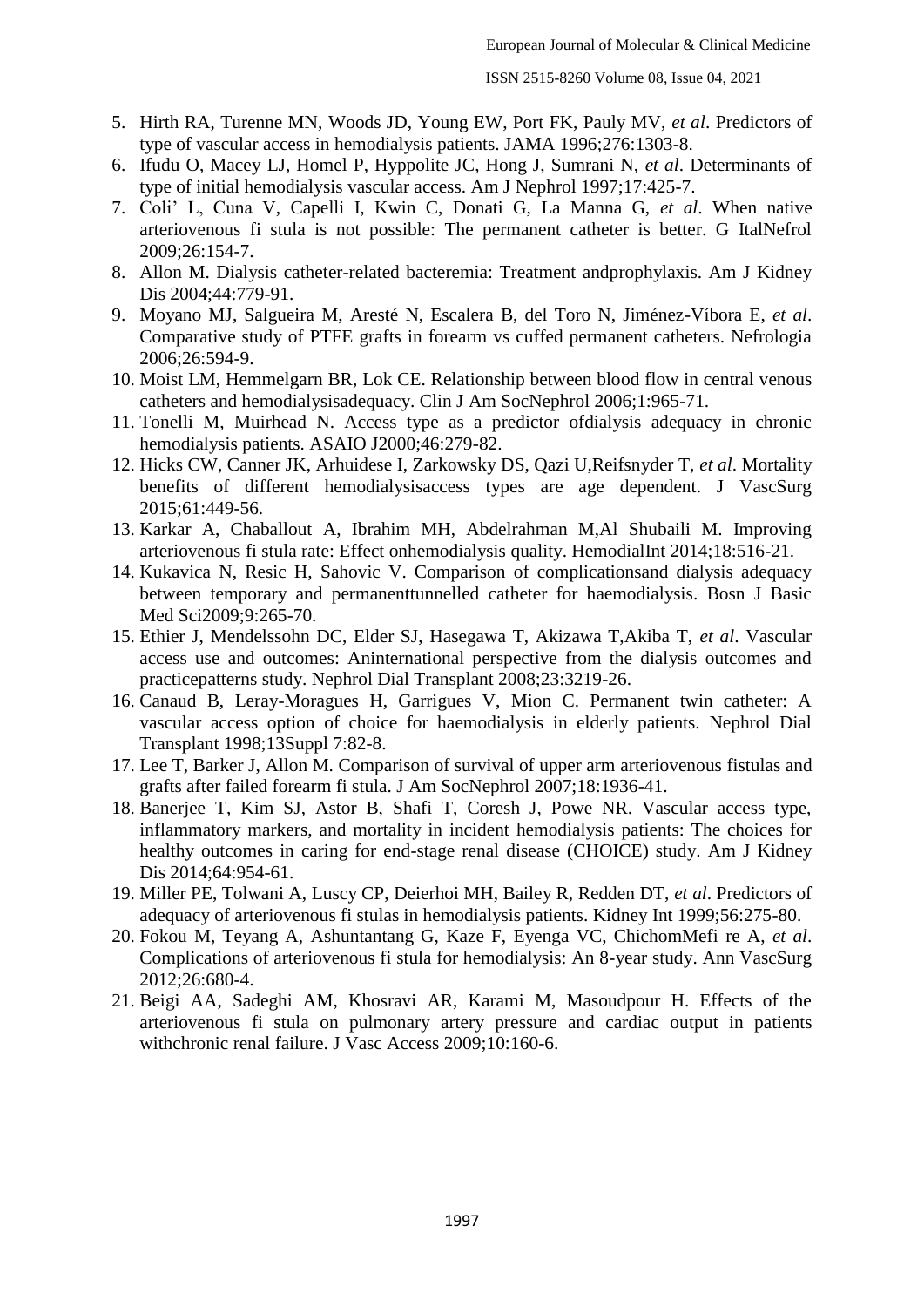5. Hirth RA, Turenne MN, Woods JD, Young EW, Port FK, Pauly MV, *et al*. Predictors of type of vascular access in hemodialysis patients. JAMA 1996;276:1303-8.
6. Ifudu O, Macey LJ, Homel P, Hyppolite JC, Hong J, Sumrani N, *et al*. Determinants of type of initial hemodialysis vascular access. Am J Nephrol 1997;17:425-7.
7. Coli' L, Cuna V, Capelli I, Kwin C, Donati G, La Manna G, *et al*. When native arteriovenous fi stula is not possible: The permanent catheter is better. G ItalNefrol 2009;26:154-7.
8. Allon M. Dialysis catheter-related bacteremia: Treatment andprophylaxis. Am J Kidney Dis 2004;44:779-91.
9. Moyano MJ, Salgueira M, Aresté N, Escalera B, del Toro N, Jiménez-Víbora E, *et al*. Comparative study of PTFE grafts in forearm vs cuffed permanent catheters. Nefrologia 2006;26:594-9.
10. Moist LM, Hemmelgarn BR, Lok CE. Relationship between blood flow in central venous catheters and hemodialysisadequacy. Clin J Am SocNephrol 2006;1:965-71.
11. Tonelli M, Muirhead N. Access type as a predictor ofdialysis adequacy in chronic hemodialysis patients. ASAIO J2000;46:279-82.
12. Hicks CW, Canner JK, Arhuidese I, Zarkowsky DS, Qazi U,Reifsnyder T, *et al*. Mortality benefits of different hemodialysisaccess types are age dependent. J VascSurg 2015;61:449-56.
13. Karkar A, Chaballout A, Ibrahim MH, Abdelrahman M,Al Shubaili M. Improving arteriovenous fi stula rate: Effect onhemodialysis quality. HemodialInt 2014;18:516-21.
14. Kukavica N, Resic H, Sahovic V. Comparison of complicationsand dialysis adequacy between temporary and permanenttunnelled catheter for haemodialysis. Bosn J Basic Med Sci2009;9:265-70.
15. Ethier J, Mendelssohn DC, Elder SJ, Hasegawa T, Akizawa T,Akiba T, *et al*. Vascular access use and outcomes: Aninternational perspective from the dialysis outcomes and practicepatterns study. Nephrol Dial Transplant 2008;23:3219-26.
16. Canaud B, Leray-Moragues H, Garrigues V, Mion C. Permanent twin catheter: A vascular access option of choice for haemodialysis in elderly patients. Nephrol Dial Transplant 1998;13Suppl 7:82-8.
17. Lee T, Barker J, Allon M. Comparison of survival of upper arm arteriovenous fistulas and grafts after failed forearm fi stula. J Am SocNephrol 2007;18:1936-41.
18. Banerjee T, Kim SJ, Astor B, Shafi T, Coresh J, Powe NR. Vascular access type, inflammatory markers, and mortality in incident hemodialysis patients: The choices for healthy outcomes in caring for end-stage renal disease (CHOICE) study. Am J Kidney Dis 2014;64:954-61.
19. Miller PE, Tolwani A, Luscy CP, Deierhoi MH, Bailey R, Redden DT, *et al*. Predictors of adequacy of arteriovenous fi stulas in hemodialysis patients. Kidney Int 1999;56:275-80.
20. Fokou M, Teyang A, Ashuntantang G, Kaze F, Eyenga VC, ChichomMefi re A, *et al*. Complications of arteriovenous fi stula for hemodialysis: An 8-year study. Ann VascSurg 2012;26:680-4.
21. Beigi AA, Sadeghi AM, Khosravi AR, Karami M, Masoudpour H. Effects of the arteriovenous fi stula on pulmonary artery pressure and cardiac output in patients withchronic renal failure. J Vasc Access 2009;10:160-6.